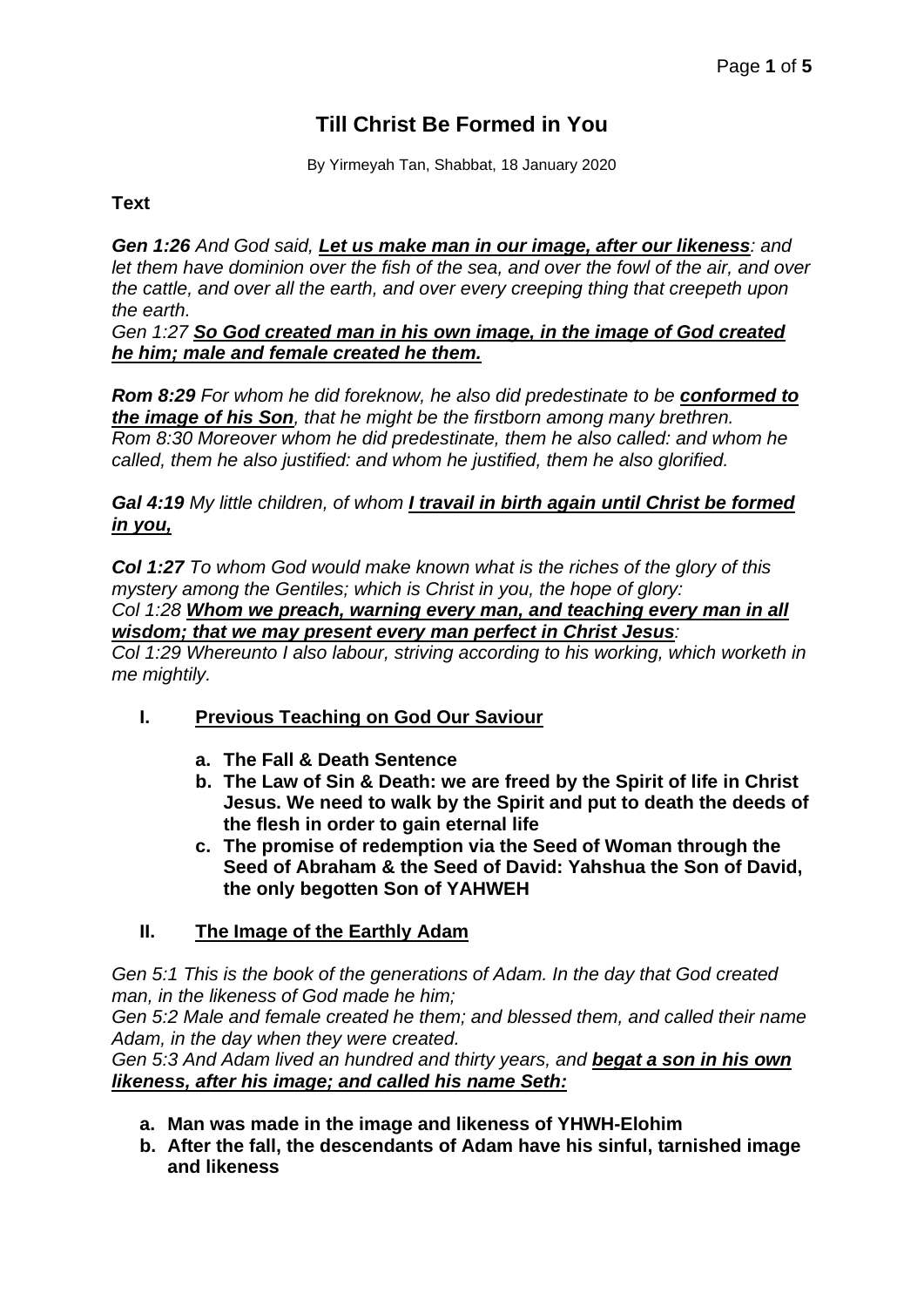# Till Christ Be Formed in You

By Yirmeyah Tan, Shabbat, 18 January 2020

**Text**

***Gen 1:26*** *And God said,* ***Let us make man in our image, after our likeness****: and let them have dominion over the fish of the sea, and over the fowl of the air, and over the cattle, and over all the earth, and over every creeping thing that creepeth upon the earth.*
*Gen 1:27* ***So God created man in his own image, in the image of God created he him; male and female created he them.***

***Rom 8:29*** *For whom he did foreknow, he also did predestinate to be* ***conformed to the image of his Son****, that he might be the firstborn among many brethren.*
*Rom 8:30 Moreover whom he did predestinate, them he also called: and whom he called, them he also justified: and whom he justified, them he also glorified.*

***Gal 4:19*** *My little children, of whom* ***I travail in birth again until Christ be formed in you,***

***Col 1:27*** *To whom God would make known what is the riches of the glory of this mystery among the Gentiles; which is Christ in you, the hope of glory:*
*Col 1:28* ***Whom we preach, warning every man, and teaching every man in all wisdom; that we may present every man perfect in Christ Jesus****:*
*Col 1:29 Whereunto I also labour, striving according to his working, which worketh in me mightily.*

## I. Previous Teaching on God Our Saviour

- **a. The Fall & Death Sentence**
- **b. The Law of Sin & Death: we are freed by the Spirit of life in Christ Jesus. We need to walk by the Spirit and put to death the deeds of the flesh in order to gain eternal life**
- **c. The promise of redemption via the Seed of Woman through the Seed of Abraham & the Seed of David: Yahshua the Son of David, the only begotten Son of YAHWEH**

## II. The Image of the Earthly Adam

*Gen 5:1 This is the book of the generations of Adam. In the day that God created man, in the likeness of God made he him;*
*Gen 5:2 Male and female created he them; and blessed them, and called their name Adam, in the day when they were created.*
*Gen 5:3 And Adam lived an hundred and thirty years, and* ***begat a son in his own likeness, after his image; and called his name Seth:***

- **a. Man was made in the image and likeness of YHWH-Elohim**
- **b. After the fall, the descendants of Adam have his sinful, tarnished image and likeness**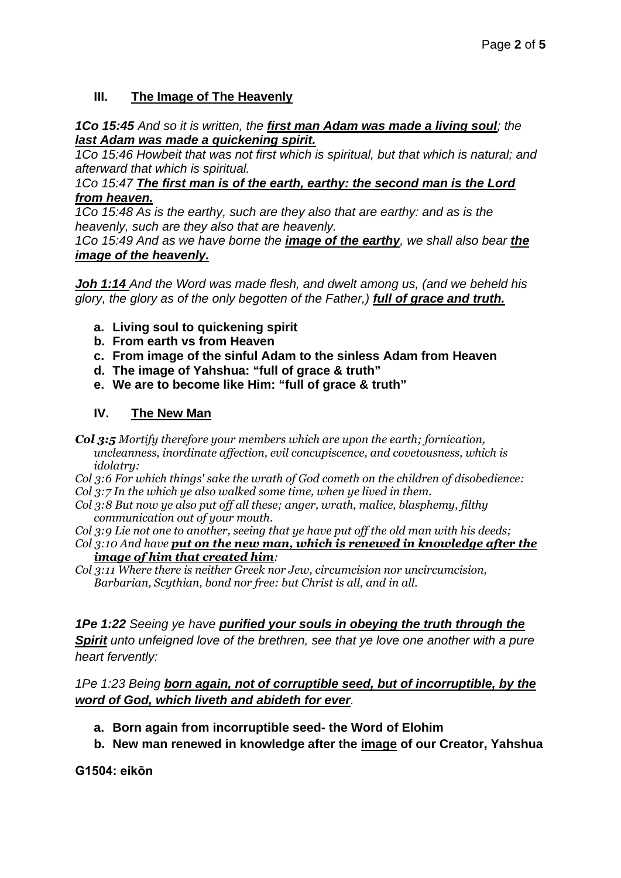## III. <u>The Image of The Heavenly</u>

***1Co 15:45*** *And so it is written, the* ***<u>first man Adam was made a living soul</u>****; the* ***<u>last Adam was made a quickening spirit.</u>***

*1Co 15:46 Howbeit that was not first which is spiritual, but that which is natural; and afterward that which is spiritual.*

*1Co 15:47* ***<u>The first man is of the earth, earthy: the second man is the Lord from heaven.</u>***

*1Co 15:48 As is the earthy, such are they also that are earthy: and as is the heavenly, such are they also that are heavenly.*

*1Co 15:49 And as we have borne the* ***<u>image of the earthy</u>****, we shall also bear* ***<u>the image of the heavenly.</u>***

***<u>Joh 1:14</u>*** *And the Word was made flesh, and dwelt among us, (and we beheld his glory, the glory as of the only begotten of the Father,)* ***<u>full of grace and truth.</u>***

- **a. Living soul to quickening spirit**
- **b. From earth vs from Heaven**
- **c. From image of the sinful Adam to the sinless Adam from Heaven**
- **d. The image of Yahshua: "full of grace & truth"**
- **e. We are to become like Him: "full of grace & truth"**

## IV. <u>The New Man</u>

***Col 3:5*** *Mortify therefore your members which are upon the earth; fornication, uncleanness, inordinate affection, evil concupiscence, and covetousness, which is idolatry:*

*Col 3:6 For which things' sake the wrath of God cometh on the children of disobedience:*

*Col 3:7 In the which ye also walked some time, when ye lived in them.*

*Col 3:8 But now ye also put off all these; anger, wrath, malice, blasphemy, filthy communication out of your mouth.*

*Col 3:9 Lie not one to another, seeing that ye have put off the old man with his deeds;*

*Col 3:10 And have* ***<u>put on the new man, which is renewed in knowledge after the image of him that created him</u>****:*

*Col 3:11 Where there is neither Greek nor Jew, circumcision nor uncircumcision, Barbarian, Scythian, bond nor free: but Christ is all, and in all.*

***1Pe 1:22*** *Seeing ye have* ***<u>purified your souls in obeying the truth through the Spirit</u>*** *unto unfeigned love of the brethren, see that ye love one another with a pure heart fervently:*

*1Pe 1:23 Being* ***<u>born again, not of corruptible seed, but of incorruptible, by the word of God, which liveth and abideth for ever</u>****.*

- **a. Born again from incorruptible seed- the Word of Elohim**
- **b. New man renewed in knowledge after the <u>image</u> of our Creator, Yahshua**

**G1504: eikōn**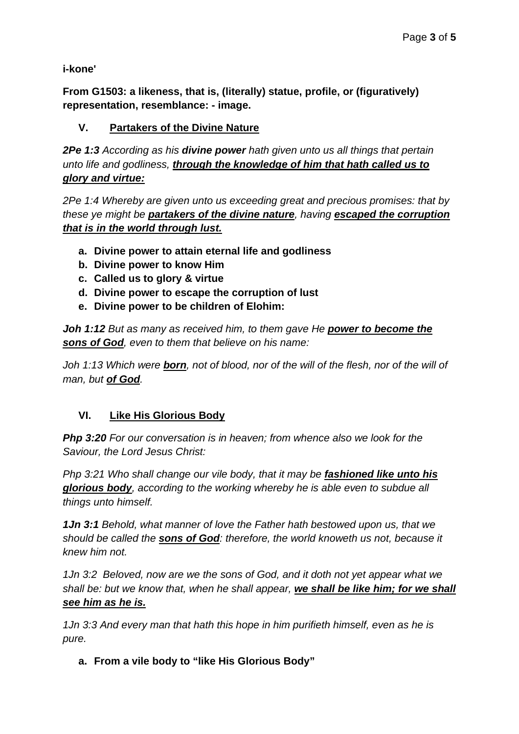**i-kone'**

**From G1503: a likeness, that is, (literally) statue, profile, or (figuratively) representation, resemblance: - image.**

## V. Partakers of the Divine Nature

***2Pe 1:3*** *According as his **divine power** hath given unto us all things that pertain unto life and godliness, **through the knowledge of him that hath called us to glory and virtue:***

*2Pe 1:4 Whereby are given unto us exceeding great and precious promises: that by these ye might be **partakers of the divine nature**, having **escaped the corruption that is in the world through lust.***

a. **Divine power to attain eternal life and godliness**
b. **Divine power to know Him**
c. **Called us to glory & virtue**
d. **Divine power to escape the corruption of lust**
e. **Divine power to be children of Elohim:**

***Joh 1:12*** *But as many as received him, to them gave He **power to become the sons of God**, even to them that believe on his name:*

*Joh 1:13 Which were **born**, not of blood, nor of the will of the flesh, nor of the will of man, but **of God**.*

## VI. Like His Glorious Body

***Php 3:20*** *For our conversation is in heaven; from whence also we look for the Saviour, the Lord Jesus Christ:*

*Php 3:21 Who shall change our vile body, that it may be **fashioned like unto his glorious body**, according to the working whereby he is able even to subdue all things unto himself.*

***1Jn 3:1*** *Behold, what manner of love the Father hath bestowed upon us, that we should be called the **sons of God**: therefore, the world knoweth us not, because it knew him not.*

*1Jn 3:2 Beloved, now are we the sons of God, and it doth not yet appear what we shall be: but we know that, when he shall appear, **we shall be like him; for we shall see him as he is.***

*1Jn 3:3 And every man that hath this hope in him purifieth himself, even as he is pure.*

a. **From a vile body to "like His Glorious Body"**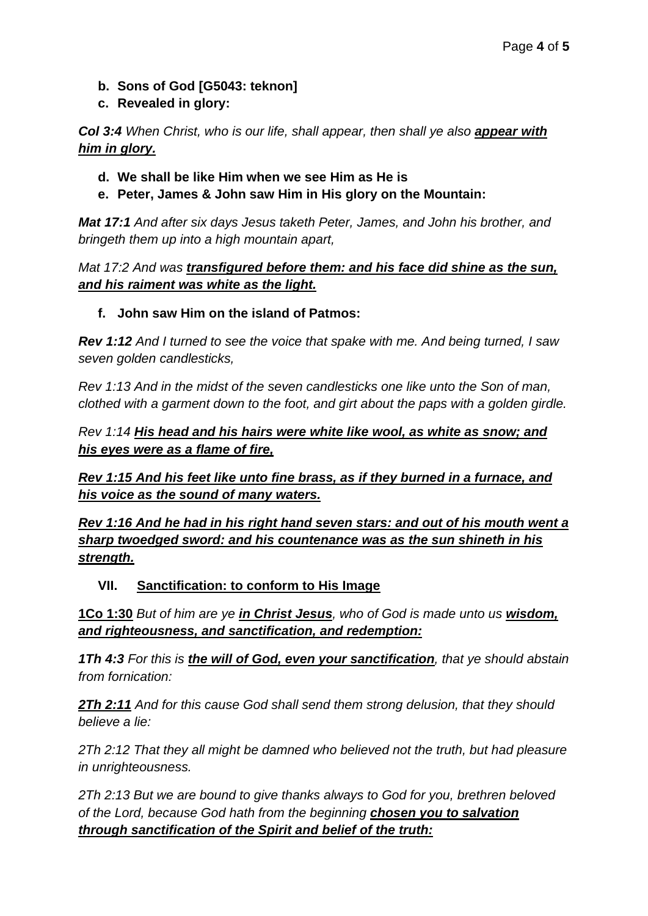b. **Sons of God [G5043: teknon]**
c. **Revealed in glory:**

***Col 3:4*** *When Christ, who is our life, shall appear, then shall ye also* ***<u>appear with him in glory.</u>***

d. **We shall be like Him when we see Him as He is**
e. **Peter, James & John saw Him in His glory on the Mountain:**

***Mat 17:1*** *And after six days Jesus taketh Peter, James, and John his brother, and bringeth them up into a high mountain apart,*

*Mat 17:2 And was* ***<u>transfigured before them: and his face did shine as the sun, and his raiment was white as the light.</u>***

f. **John saw Him on the island of Patmos:**

***Rev 1:12*** *And I turned to see the voice that spake with me. And being turned, I saw seven golden candlesticks,*

*Rev 1:13 And in the midst of the seven candlesticks one like unto the Son of man, clothed with a garment down to the foot, and girt about the paps with a golden girdle.*

*Rev 1:14* ***<u>His head and his hairs were white like wool, as white as snow; and his eyes were as a flame of fire,</u>***

***<u>Rev 1:15 And his feet like unto fine brass, as if they burned in a furnace, and his voice as the sound of many waters.</u>***

***<u>Rev 1:16 And he had in his right hand seven stars: and out of his mouth went a sharp twoedged sword: and his countenance was as the sun shineth in his strength.</u>***

## VII. <u>Sanctification: to conform to His Image</u>

**<u>1Co 1:30</u>** *But of him are ye* ***<u>in Christ Jesus</u>****, who of God is made unto us* ***<u>wisdom, and righteousness, and sanctification, and redemption:</u>***

***1Th 4:3*** *For this is* ***<u>the will of God, even your sanctification</u>****, that ye should abstain from fornication:*

***<u>2Th 2:11</u>*** *And for this cause God shall send them strong delusion, that they should believe a lie:*

*2Th 2:12 That they all might be damned who believed not the truth, but had pleasure in unrighteousness.*

*2Th 2:13 But we are bound to give thanks always to God for you, brethren beloved of the Lord, because God hath from the beginning* ***<u>chosen you to salvation through sanctification of the Spirit and belief of the truth:</u>***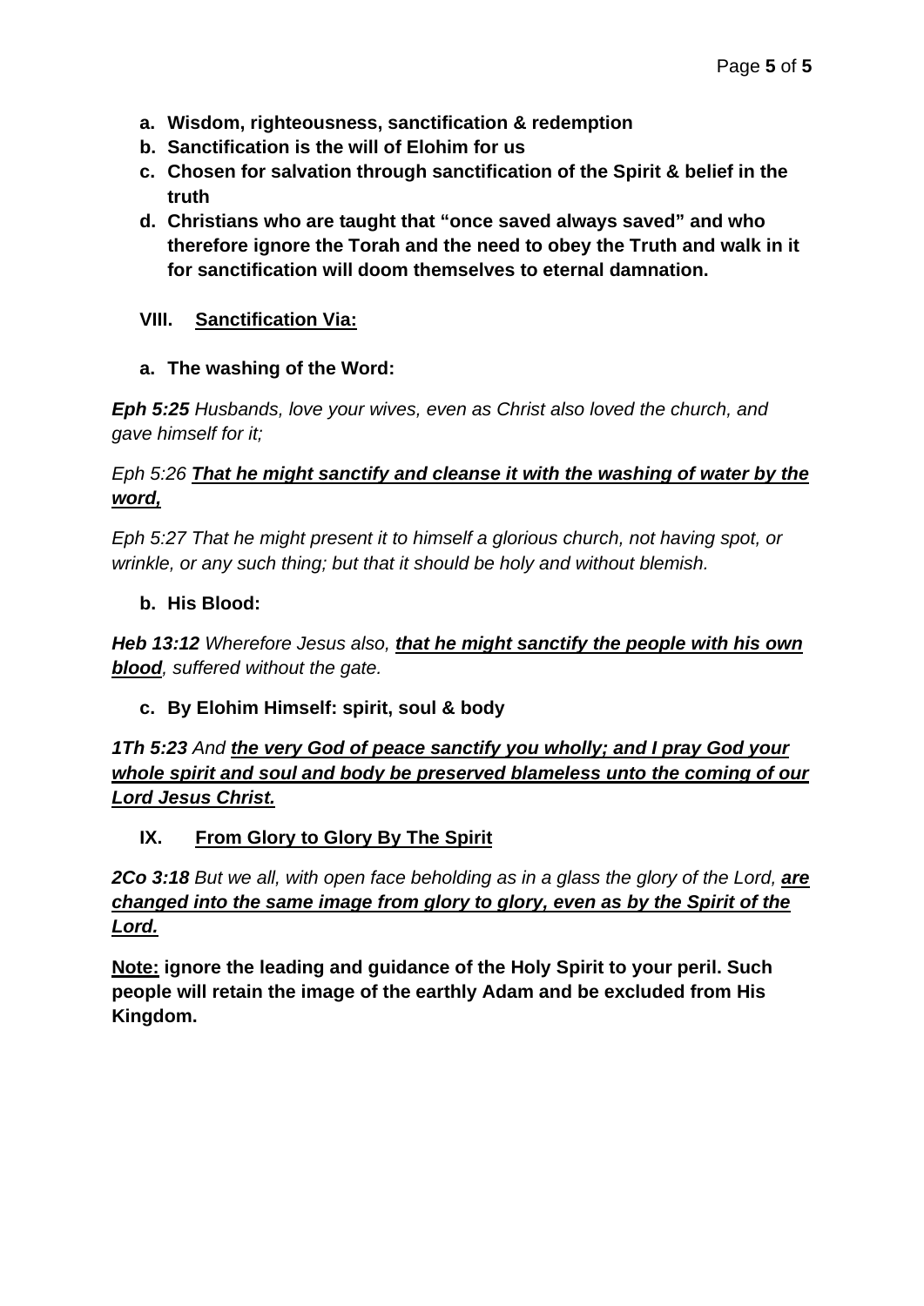a. **Wisdom, righteousness, sanctification & redemption**
b. **Sanctification is the will of Elohim for us**
c. **Chosen for salvation through sanctification of the Spirit & belief in the truth**
d. **Christians who are taught that "once saved always saved" and who therefore ignore the Torah and the need to obey the Truth and walk in it for sanctification will doom themselves to eternal damnation.**

## VIII. <u>Sanctification Via:</u>

**a. The washing of the Word:**

***Eph 5:25*** *Husbands, love your wives, even as Christ also loved the church, and gave himself for it;*

*Eph 5:26* ***<u>That he might sanctify and cleanse it with the washing of water by the word,</u>***

*Eph 5:27 That he might present it to himself a glorious church, not having spot, or wrinkle, or any such thing; but that it should be holy and without blemish.*

**b. His Blood:**

***Heb 13:12*** *Wherefore Jesus also,* ***<u>that he might sanctify the people with his own blood</u>****, suffered without the gate.*

**c. By Elohim Himself: spirit, soul & body**

***1Th 5:23*** *And* ***<u>the very God of peace sanctify you wholly; and I pray God your whole spirit and soul and body be preserved blameless unto the coming of our Lord Jesus Christ.</u>***

## IX. <u>From Glory to Glory By The Spirit</u>

***2Co 3:18*** *But we all, with open face beholding as in a glass the glory of the Lord,* ***<u>are changed into the same image from glory to glory, even as by the Spirit of the Lord.</u>***

**<u>Note:</u> ignore the leading and guidance of the Holy Spirit to your peril. Such people will retain the image of the earthly Adam and be excluded from His Kingdom.**